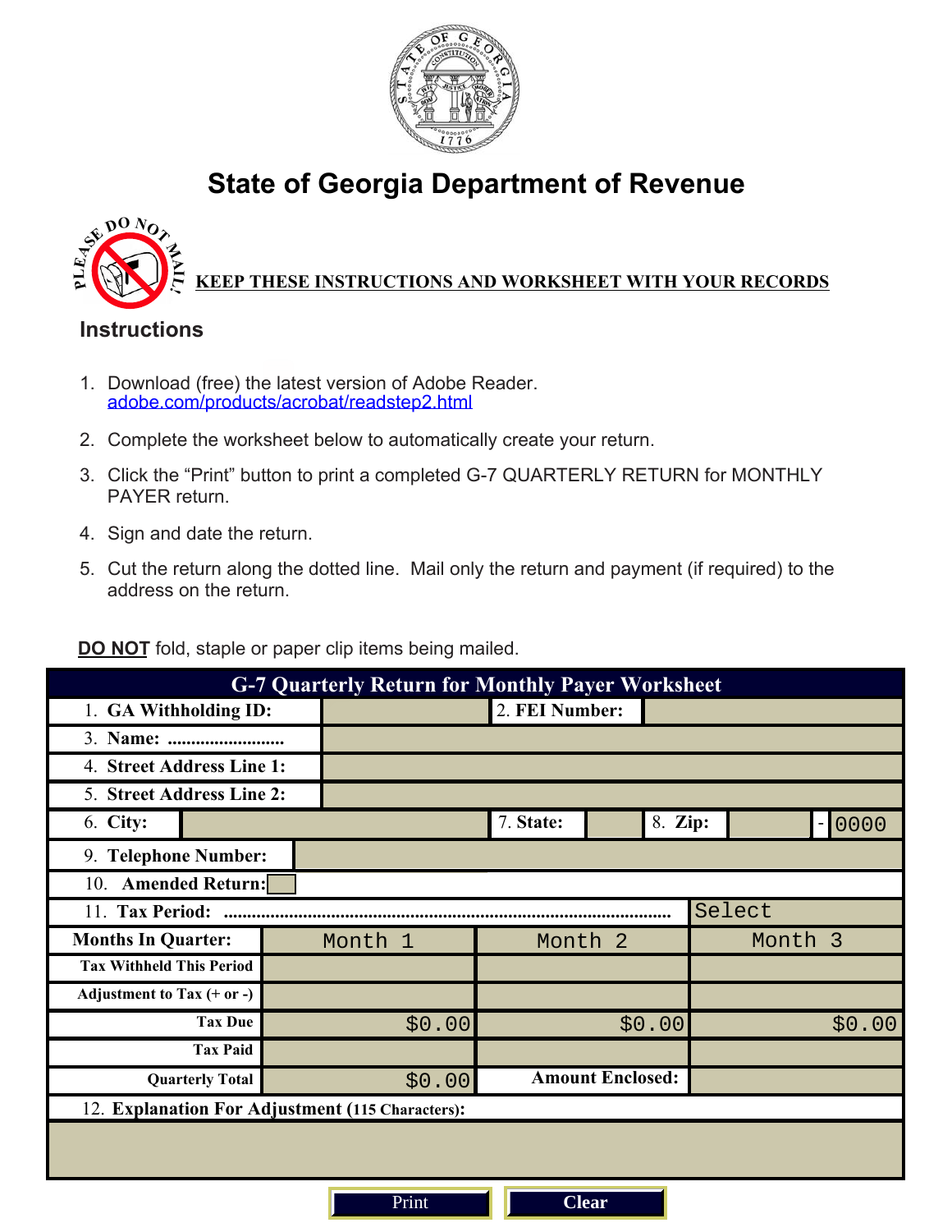# State of Georgia Department of Revenue

PLEASE DO NOT MAIL!

**KEEP THESE INSTRUCTIONS AND WORKSHEET WITH YOUR RECORDS**

## Instructions

1. Download (free) the latest version of Adobe Reader. adobe.com/products/acrobat/readstep2.html
2. Complete the worksheet below to automatically create your return.
3. Click the "Print" button to print a completed G-7 QUARTERLY RETURN for MONTHLY PAYER return.
4. Sign and date the return.
5. Cut the return along the dotted line. Mail only the return and payment (if required) to the address on the return.

**DO NOT** fold, staple or paper clip items being mailed.

## G-7 Quarterly Return for Monthly Payer Worksheet

| | | | |
|---|---|---|---|
| 1. GA Withholding ID: | | 2. FEI Number: | |
| 3. Name: ......................... | | | |
| 4. Street Address Line 1: | | | |
| 5. Street Address Line 2: | | | |
| 6. City: | | 7. State: | 8. Zip: - 0000 |
| 9. Telephone Number: | | | |
| 10. Amended Return: | | | |
| 11. Tax Period: ...................................................................................... | | | Select |
| Months In Quarter: | Month 1 | Month 2 | Month 3 |
| Tax Withheld This Period | | | |
| Adjustment to Tax (+ or -) | | | |
| Tax Due | $0.00 | $0.00 | $0.00 |
| Tax Paid | | | |
| Quarterly Total | $0.00 | Amount Enclosed: | |
| 12. Explanation For Adjustment (115 Characters): | | | |

Print | Clear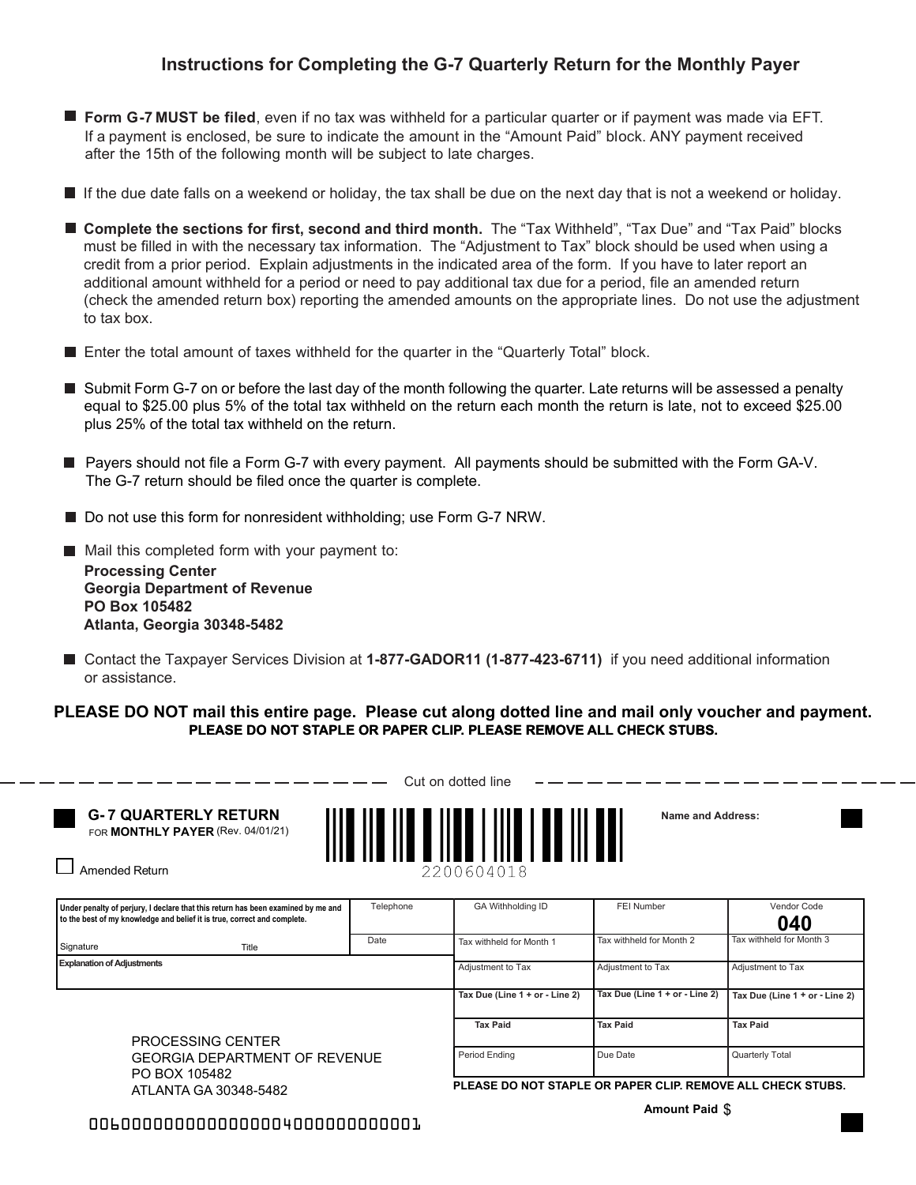## Instructions for Completing the G-7 Quarterly Return for the Monthly Payer

- **Form G-7 MUST be filed**, even if no tax was withheld for a particular quarter or if payment was made via EFT. If a payment is enclosed, be sure to indicate the amount in the "Amount Paid" block. ANY payment received after the 15th of the following month will be subject to late charges.
- If the due date falls on a weekend or holiday, the tax shall be due on the next day that is not a weekend or holiday.
- **Complete the sections for first, second and third month.** The "Tax Withheld", "Tax Due" and "Tax Paid" blocks must be filled in with the necessary tax information. The "Adjustment to Tax" block should be used when using a credit from a prior period. Explain adjustments in the indicated area of the form. If you have to later report an additional amount withheld for a period or need to pay additional tax due for a period, file an amended return (check the amended return box) reporting the amended amounts on the appropriate lines. Do not use the adjustment to tax box.
- Enter the total amount of taxes withheld for the quarter in the "Quarterly Total" block.
- Submit Form G-7 on or before the last day of the month following the quarter. Late returns will be assessed a penalty equal to $25.00 plus 5% of the total tax withheld on the return each month the return is late, not to exceed $25.00 plus 25% of the total tax withheld on the return.
- Payers should not file a Form G-7 with every payment. All payments should be submitted with the Form GA-V. The G-7 return should be filed once the quarter is complete.
- Do not use this form for nonresident withholding; use Form G-7 NRW.
- Mail this completed form with your payment to:

  **Processing Center**
  **Georgia Department of Revenue**
  **PO Box 105482**
  **Atlanta, Georgia 30348-5482**

- Contact the Taxpayer Services Division at **1-877-GADOR11 (1-877-423-6711)** if you need additional information or assistance.

**PLEASE DO NOT mail this entire page. Please cut along dotted line and mail only voucher and payment.**
**PLEASE DO NOT STAPLE OR PAPER CLIP. PLEASE REMOVE ALL CHECK STUBS.**

Cut on dotted line

**G- 7 QUARTERLY RETURN**
FOR **MONTHLY PAYER** (Rev. 04/01/21)

☐ Amended Return

2200604018

**Name and Address:**

| | | | | |
|---|---|---|---|---|
| Under penalty of perjury, I declare that this return has been examined by me and to the best of my knowledge and belief it is true, correct and complete. | Telephone | GA Withholding ID | FEI Number | Vendor Code **040** |
| Signature / Title | Date | Tax withheld for Month 1 | Tax withheld for Month 2 | Tax withheld for Month 3 |
| Explanation of Adjustments | | Adjustment to Tax | Adjustment to Tax | Adjustment to Tax |
| | | Tax Due (Line 1 + or - Line 2) | Tax Due (Line 1 + or - Line 2) | Tax Due (Line 1 + or - Line 2) |
| | | Tax Paid | Tax Paid | Tax Paid |
| | | Period Ending | Due Date | Quarterly Total |

PROCESSING CENTER
GEORGIA DEPARTMENT OF REVENUE
PO BOX 105482
ATLANTA GA 30348-5482

**PLEASE DO NOT STAPLE OR PAPER CLIP. REMOVE ALL CHECK STUBS.**

**Amount Paid** $

0060000000000000004000000000001